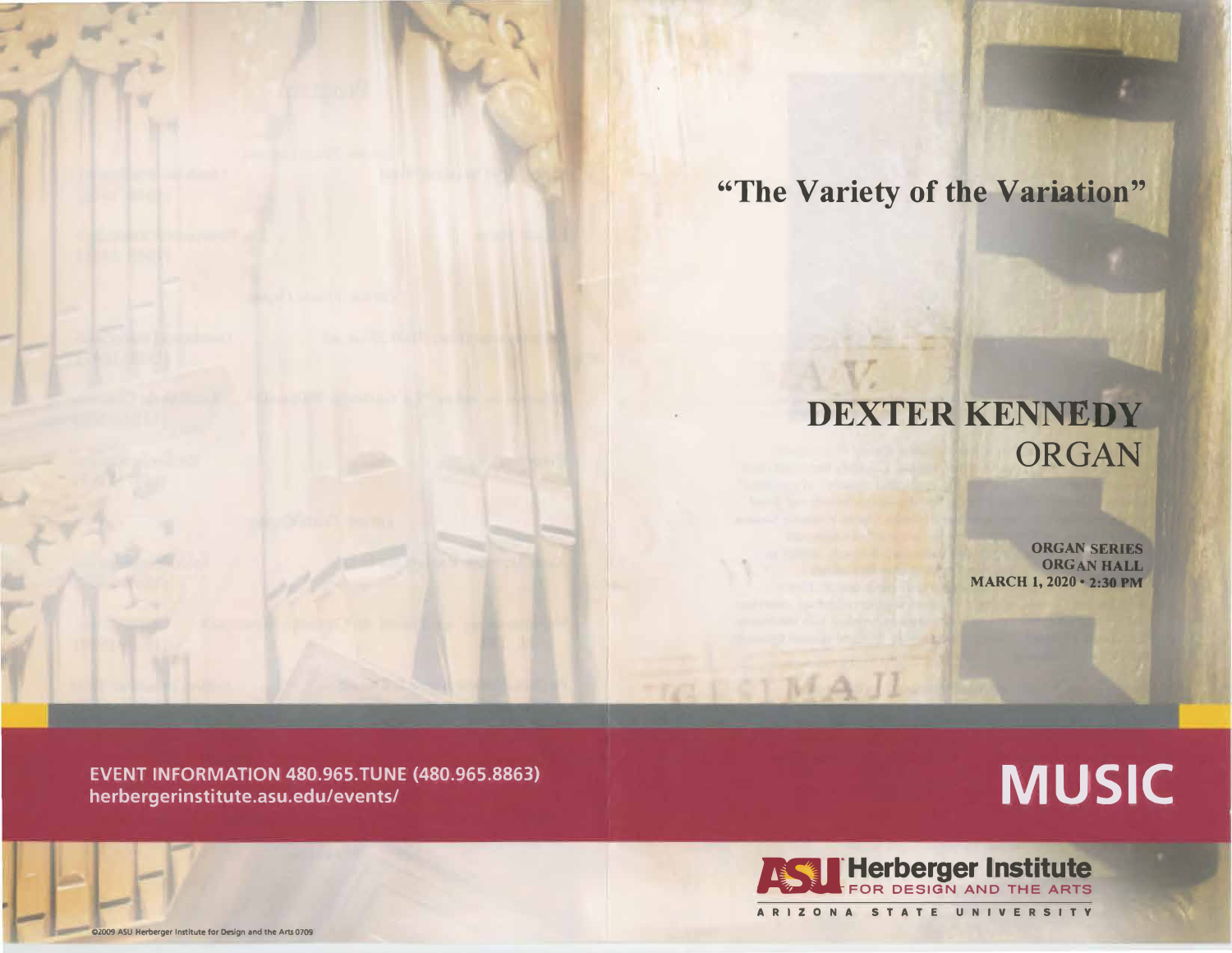# "The Variety of the Variation"

## DEXTER KENNEDY
ORGAN

**ORGAN SERIES**
**ORGAN HALL**
**MARCH 1, 2020 • 2:30 PM**

EVENT INFORMATION 480.965.TUNE (480.965.8863)
herbergerinstitute.asu.edu/events/

**MUSIC**

ASU Herberger Institute FOR DESIGN AND THE ARTS
ARIZONA STATE UNIVERSITY

©2009 ASU Herberger Institute for Design and the Arts 0709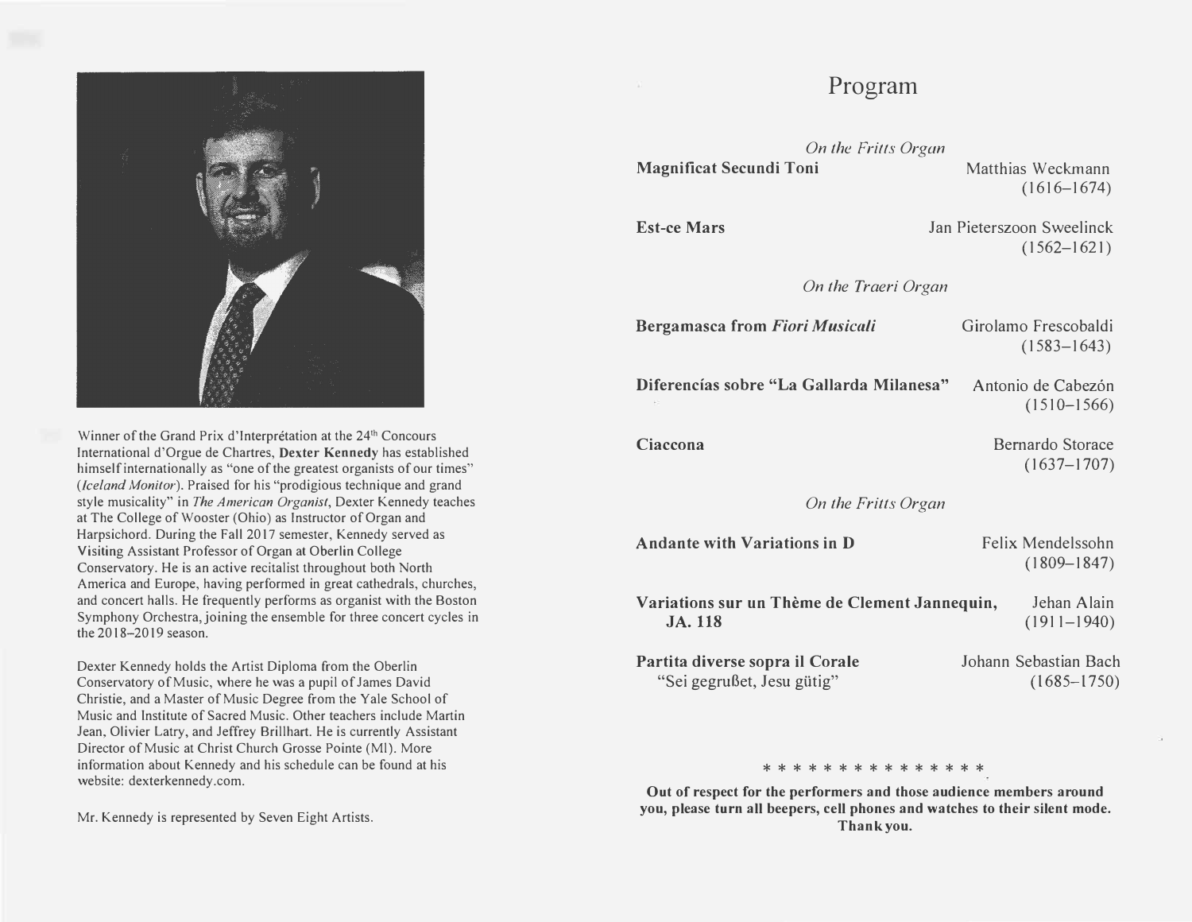Winner of the Grand Prix d'Interprétation at the 24th Concours International d'Orgue de Chartres, **Dexter Kennedy** has established himself internationally as "one of the greatest organists of our times" (*Iceland Monitor*). Praised for his "prodigious technique and grand style musicality" in *The American Organist*, Dexter Kennedy teaches at The College of Wooster (Ohio) as Instructor of Organ and Harpsichord. During the Fall 2017 semester, Kennedy served as Visiting Assistant Professor of Organ at Oberlin College Conservatory. He is an active recitalist throughout both North America and Europe, having performed in great cathedrals, churches, and concert halls. He frequently performs as organist with the Boston Symphony Orchestra, joining the ensemble for three concert cycles in the 2018–2019 season.

Dexter Kennedy holds the Artist Diploma from the Oberlin Conservatory of Music, where he was a pupil of James David Christie, and a Master of Music Degree from the Yale School of Music and Institute of Sacred Music. Other teachers include Martin Jean, Olivier Latry, and Jeffrey Brillhart. He is currently Assistant Director of Music at Christ Church Grosse Pointe (MI). More information about Kennedy and his schedule can be found at his website: dexterkennedy.com.

Mr. Kennedy is represented by Seven Eight Artists.

# Program

*On the Fritts Organ*

**Magnificat Secundi Toni** — Matthias Weckmann (1616–1674)

**Est-ce Mars** — Jan Pieterszoon Sweelinck (1562–1621)

*On the Traeri Organ*

**Bergamasca from *Fiori Musicali*** — Girolamo Frescobaldi (1583–1643)

**Diferencías sobre "La Gallarda Milanesa"** — Antonio de Cabezón (1510–1566)

**Ciaccona** — Bernardo Storace (1637–1707)

*On the Fritts Organ*

**Andante with Variations in D** — Felix Mendelssohn (1809–1847)

**Variations sur un Thème de Clement Jannequin, JA. 118** — Jehan Alain (1911–1940)

**Partita diverse sopra il Corale** "Sei gegrußet, Jesu gütig" — Johann Sebastian Bach (1685–1750)

\* \* \* \* \* \* \* \* \* \* \* \* \* \* \*

**Out of respect for the performers and those audience members around you, please turn all beepers, cell phones and watches to their silent mode. Thank you.**